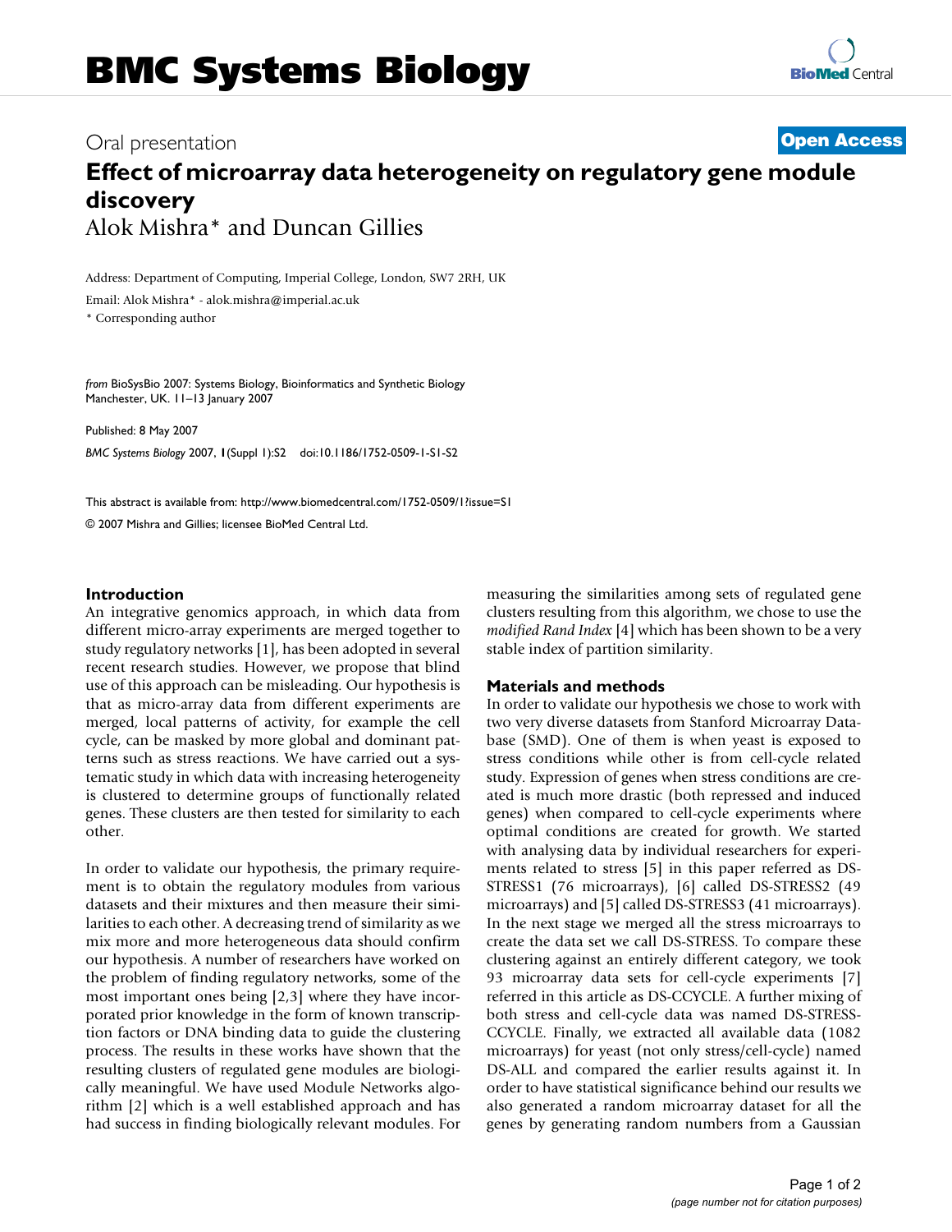# BMC Systems Biology

Oral presentation **Open Access**

# Effect of microarray data heterogeneity on regulatory gene module discovery

Alok Mishra* and Duncan Gillies

Address: Department of Computing, Imperial College, London, SW7 2RH, UK

Email: Alok Mishra* - alok.mishra@imperial.ac.uk

* Corresponding author

*from* BioSysBio 2007: Systems Biology, Bioinformatics and Synthetic Biology
Manchester, UK. 11–13 January 2007

Published: 8 May 2007

*BMC Systems Biology* 2007, **1**(Suppl 1):S2 doi:10.1186/1752-0509-1-S1-S2

This abstract is available from: http://www.biomedcentral.com/1752-0509/1?issue=S1

© 2007 Mishra and Gillies; licensee BioMed Central Ltd.

## Introduction

An integrative genomics approach, in which data from different micro-array experiments are merged together to study regulatory networks [1], has been adopted in several recent research studies. However, we propose that blind use of this approach can be misleading. Our hypothesis is that as micro-array data from different experiments are merged, local patterns of activity, for example the cell cycle, can be masked by more global and dominant patterns such as stress reactions. We have carried out a systematic study in which data with increasing heterogeneity is clustered to determine groups of functionally related genes. These clusters are then tested for similarity to each other.

In order to validate our hypothesis, the primary requirement is to obtain the regulatory modules from various datasets and their mixtures and then measure their similarities to each other. A decreasing trend of similarity as we mix more and more heterogeneous data should confirm our hypothesis. A number of researchers have worked on the problem of finding regulatory networks, some of the most important ones being [2,3] where they have incorporated prior knowledge in the form of known transcription factors or DNA binding data to guide the clustering process. The results in these works have shown that the resulting clusters of regulated gene modules are biologically meaningful. We have used Module Networks algorithm [2] which is a well established approach and has had success in finding biologically relevant modules. For measuring the similarities among sets of regulated gene clusters resulting from this algorithm, we chose to use the *modified Rand Index* [4] which has been shown to be a very stable index of partition similarity.

## Materials and methods

In order to validate our hypothesis we chose to work with two very diverse datasets from Stanford Microarray Database (SMD). One of them is when yeast is exposed to stress conditions while other is from cell-cycle related study. Expression of genes when stress conditions are created is much more drastic (both repressed and induced genes) when compared to cell-cycle experiments where optimal conditions are created for growth. We started with analysing data by individual researchers for experiments related to stress [5] in this paper referred as DS-STRESS1 (76 microarrays), [6] called DS-STRESS2 (49 microarrays) and [5] called DS-STRESS3 (41 microarrays). In the next stage we merged all the stress microarrays to create the data set we call DS-STRESS. To compare these clustering against an entirely different category, we took 93 microarray data sets for cell-cycle experiments [7] referred in this article as DS-CCYCLE. A further mixing of both stress and cell-cycle data was named DS-STRESS-CCYCLE. Finally, we extracted all available data (1082 microarrays) for yeast (not only stress/cell-cycle) named DS-ALL and compared the earlier results against it. In order to have statistical significance behind our results we also generated a random microarray dataset for all the genes by generating random numbers from a Gaussian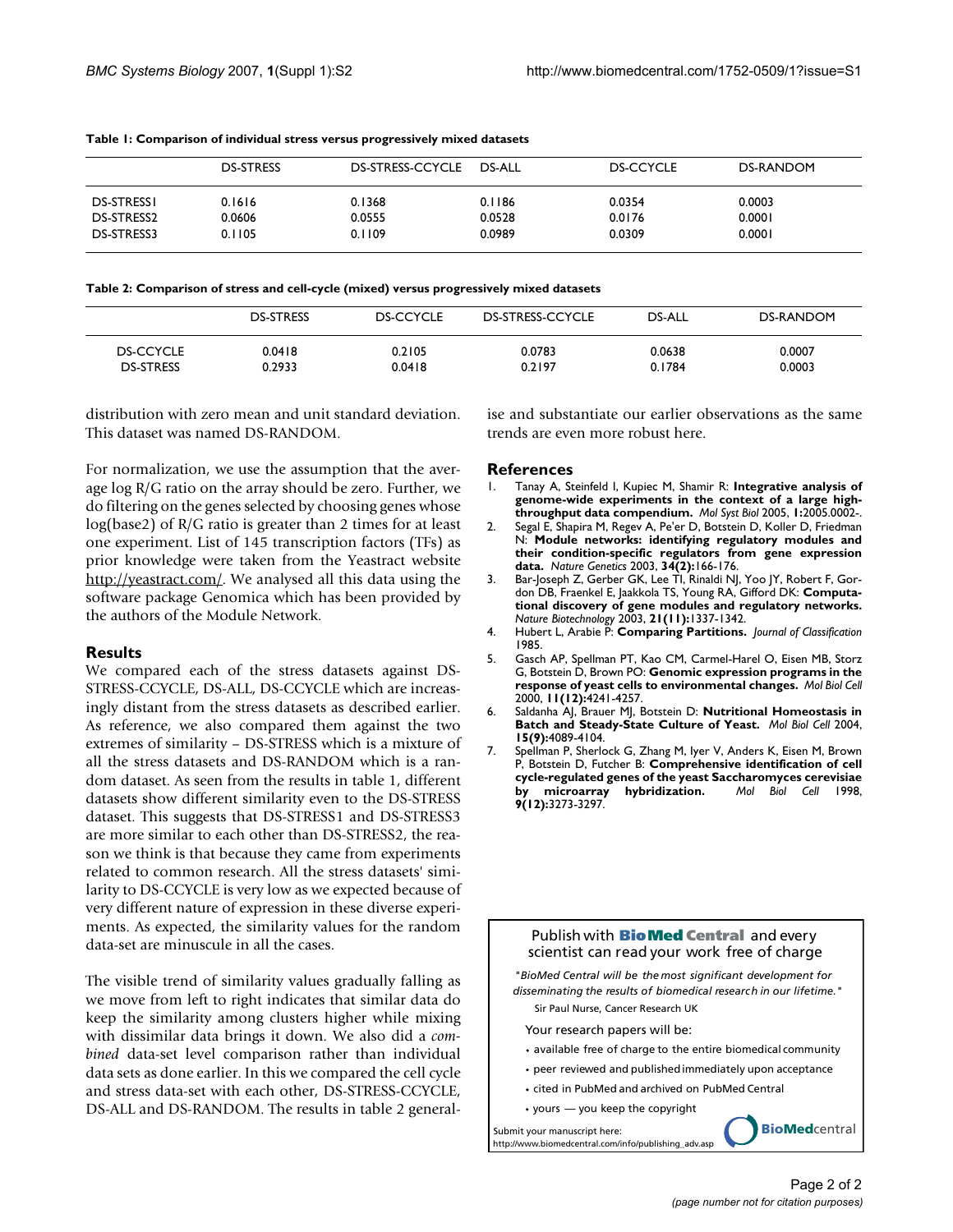**Table 1: Comparison of individual stress versus progressively mixed datasets**

| | DS-STRESS | DS-STRESS-CCYCLE | DS-ALL | DS-CCYCLE | DS-RANDOM |
|---|---|---|---|---|---|
| DS-STRESS1 | 0.1616 | 0.1368 | 0.1186 | 0.0354 | 0.0003 |
| DS-STRESS2 | 0.0606 | 0.0555 | 0.0528 | 0.0176 | 0.0001 |
| DS-STRESS3 | 0.1105 | 0.1109 | 0.0989 | 0.0309 | 0.0001 |

**Table 2: Comparison of stress and cell-cycle (mixed) versus progressively mixed datasets**

| | DS-STRESS | DS-CCYCLE | DS-STRESS-CCYCLE | DS-ALL | DS-RANDOM |
|---|---|---|---|---|---|
| DS-CCYCLE | 0.0418 | 0.2105 | 0.0783 | 0.0638 | 0.0007 |
| DS-STRESS | 0.2933 | 0.0418 | 0.2197 | 0.1784 | 0.0003 |

distribution with zero mean and unit standard deviation. This dataset was named DS-RANDOM.

For normalization, we use the assumption that the average log R/G ratio on the array should be zero. Further, we do filtering on the genes selected by choosing genes whose log(base2) of R/G ratio is greater than 2 times for at least one experiment. List of 145 transcription factors (TFs) as prior knowledge were taken from the Yeastract website http://yeastract.com/. We analysed all this data using the software package Genomica which has been provided by the authors of the Module Network.

## Results

We compared each of the stress datasets against DS-STRESS-CCYCLE, DS-ALL, DS-CCYCLE which are increasingly distant from the stress datasets as described earlier. As reference, we also compared them against the two extremes of similarity – DS-STRESS which is a mixture of all the stress datasets and DS-RANDOM which is a random dataset. As seen from the results in table 1, different datasets show different similarity even to the DS-STRESS dataset. This suggests that DS-STRESS1 and DS-STRESS3 are more similar to each other than DS-STRESS2, the reason we think is that because they came from experiments related to common research. All the stress datasets' similarity to DS-CCYCLE is very low as we expected because of very different nature of expression in these diverse experiments. As expected, the similarity values for the random data-set are minuscule in all the cases.

The visible trend of similarity values gradually falling as we move from left to right indicates that similar data do keep the similarity among clusters higher while mixing with dissimilar data brings it down. We also did a *combined* data-set level comparison rather than individual data sets as done earlier. In this we compared the cell cycle and stress data-set with each other, DS-STRESS-CCYCLE, DS-ALL and DS-RANDOM. The results in table 2 generalise and substantiate our earlier observations as the same trends are even more robust here.

## References

1. Tanay A, Steinfeld I, Kupiec M, Shamir R: **Integrative analysis of genome-wide experiments in the context of a large high-throughput data compendium.** *Mol Syst Biol* 2005, **1:**2005.0002-.
2. Segal E, Shapira M, Regev A, Pe'er D, Botstein D, Koller D, Friedman N: **Module networks: identifying regulatory modules and their condition-specific regulators from gene expression data.** *Nature Genetics* 2003, **34(2):**166-176.
3. Bar-Joseph Z, Gerber GK, Lee TI, Rinaldi NJ, Yoo JY, Robert F, Gordon DB, Fraenkel E, Jaakkola TS, Young RA, Gifford DK: **Computational discovery of gene modules and regulatory networks.** *Nature Biotechnology* 2003, **21(11):**1337-1342.
4. Hubert L, Arabie P: **Comparing Partitions.** *Journal of Classification* 1985.
5. Gasch AP, Spellman PT, Kao CM, Carmel-Harel O, Eisen MB, Storz G, Botstein D, Brown PO: **Genomic expression programs in the response of yeast cells to environmental changes.** *Mol Biol Cell* 2000, **11(12):**4241-4257.
6. Saldanha AJ, Brauer MJ, Botstein D: **Nutritional Homeostasis in Batch and Steady-State Culture of Yeast.** *Mol Biol Cell* 2004, **15(9):**4089-4104.
7. Spellman P, Sherlock G, Zhang M, Iyer V, Anders K, Eisen M, Brown P, Botstein D, Futcher B: **Comprehensive identification of cell cycle-regulated genes of the yeast Saccharomyces cerevisiae by microarray hybridization.** *Mol Biol Cell* 1998, **9(12):**3273-3297.

Publish with **BioMed Central** and every scientist can read your work free of charge

*"BioMed Central will be the most significant development for disseminating the results of biomedical research in our lifetime."*
Sir Paul Nurse, Cancer Research UK

Your research papers will be:

- available free of charge to the entire biomedical community
- peer reviewed and published immediately upon acceptance
- cited in PubMed and archived on PubMed Central
- yours — you keep the copyright

Submit your manuscript here:
http://www.biomedcentral.com/info/publishing_adv.asp

**BioMed**central